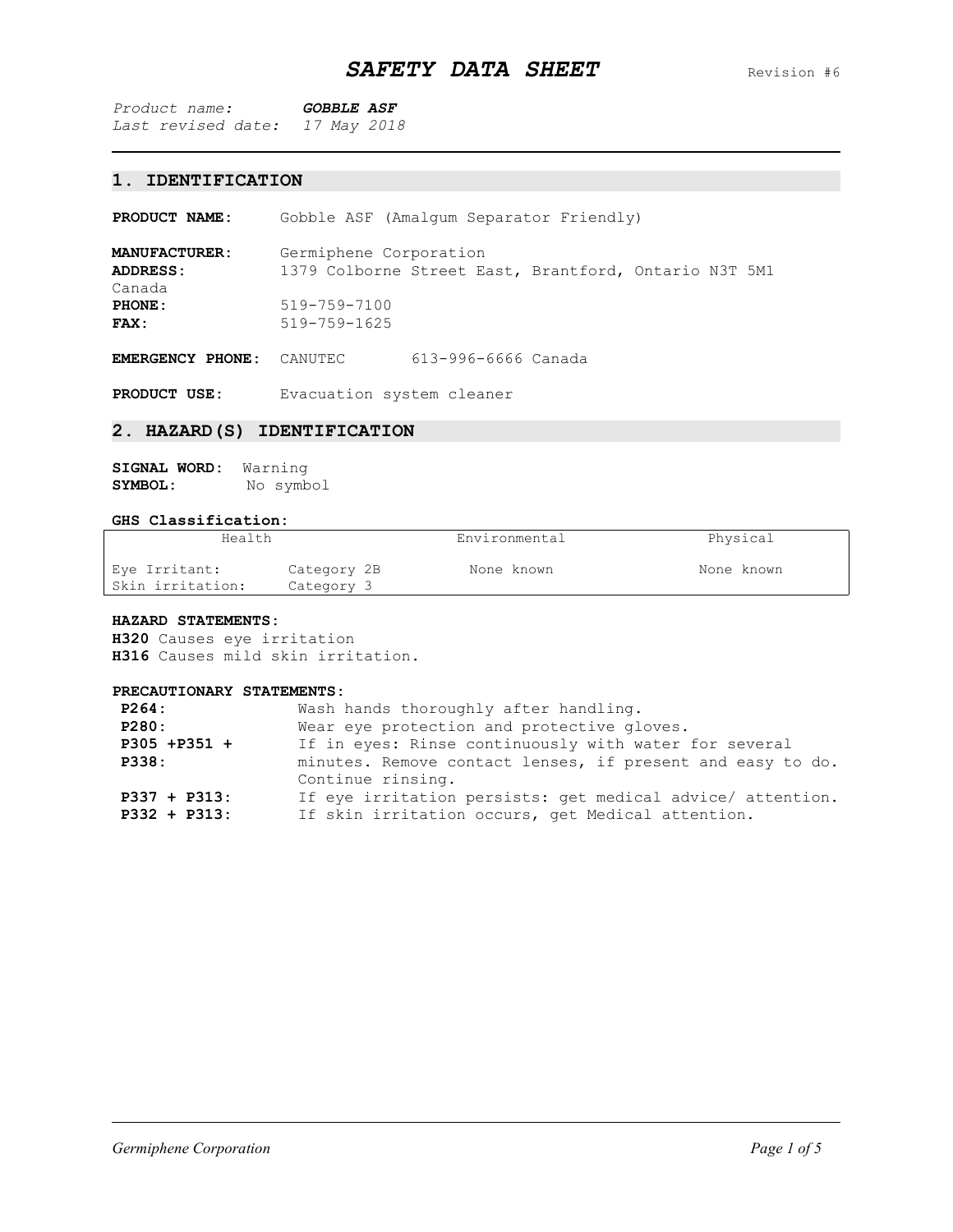# SAFETY DATA SHEET

Revision #6

*Product name:* ***GOBBLE ASF***
*Last revised date: 17 May 2018*

## 1. IDENTIFICATION

**PRODUCT NAME:** Gobble ASF (Amalgum Separator Friendly)

**MANUFACTURER:** Germiphene Corporation
**ADDRESS:** 1379 Colborne Street East, Brantford, Ontario N3T 5M1 Canada
**PHONE:** 519-759-7100
**FAX:** 519-759-1625

**EMERGENCY PHONE:** CANUTEC 613-996-6666 Canada

**PRODUCT USE:** Evacuation system cleaner

## 2. HAZARD(S) IDENTIFICATION

**SIGNAL WORD:** Warning
**SYMBOL:** No symbol

**GHS Classification:**

| Health | | Environmental | Physical |
|---|---|---|---|
| Eye Irritant: | Category 2B | None known | None known |
| Skin irritation: | Category 3 | | |

**HAZARD STATEMENTS:**
**H320** Causes eye irritation
**H316** Causes mild skin irritation.

**PRECAUTIONARY STATEMENTS:**

| | |
|---|---|
| **P264:** | Wash hands thoroughly after handling. |
| **P280:** | Wear eye protection and protective gloves. |
| **P305 +P351 + P338:** | If in eyes: Rinse continuously with water for several minutes. Remove contact lenses, if present and easy to do. Continue rinsing. |
| **P337 + P313:** | If eye irritation persists: get medical advice/ attention. |
| **P332 + P313:** | If skin irritation occurs, get Medical attention. |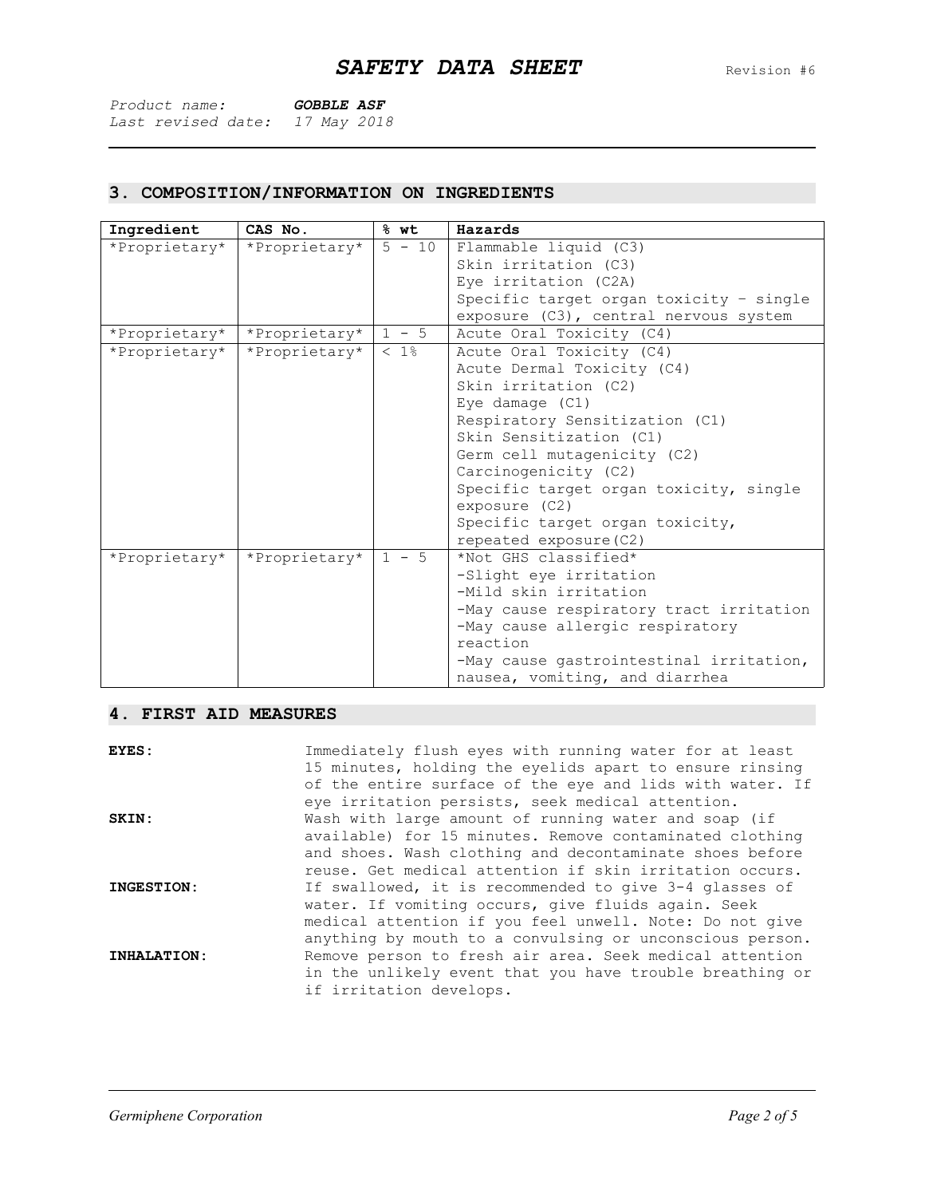# SAFETY DATA SHEET

Revision #6

*Product name:* ***GOBBLE ASF***
*Last revised date: 17 May 2018*

## 3. COMPOSITION/INFORMATION ON INGREDIENTS

| Ingredient | CAS No. | % wt | Hazards |
|---|---|---|---|
| *Proprietary* | *Proprietary* | 5 - 10 | Flammable liquid (C3)<br>Skin irritation (C3)<br>Eye irritation (C2A)<br>Specific target organ toxicity – single exposure (C3), central nervous system |
| *Proprietary* | *Proprietary* | 1 - 5 | Acute Oral Toxicity (C4) |
| *Proprietary* | *Proprietary* | < 1% | Acute Oral Toxicity (C4)<br>Acute Dermal Toxicity (C4)<br>Skin irritation (C2)<br>Eye damage (C1)<br>Respiratory Sensitization (C1)<br>Skin Sensitization (C1)<br>Germ cell mutagenicity (C2)<br>Carcinogenicity (C2)<br>Specific target organ toxicity, single exposure (C2)<br>Specific target organ toxicity, repeated exposure(C2) |
| *Proprietary* | *Proprietary* | 1 - 5 | *Not GHS classified*<br>-Slight eye irritation<br>-Mild skin irritation<br>-May cause respiratory tract irritation<br>-May cause allergic respiratory reaction<br>-May cause gastrointestinal irritation, nausea, vomiting, and diarrhea |

## 4. FIRST AID MEASURES

**EYES:** Immediately flush eyes with running water for at least 15 minutes, holding the eyelids apart to ensure rinsing of the entire surface of the eye and lids with water. If eye irritation persists, seek medical attention.

**SKIN:** Wash with large amount of running water and soap (if available) for 15 minutes. Remove contaminated clothing and shoes. Wash clothing and decontaminate shoes before reuse. Get medical attention if skin irritation occurs.

**INGESTION:** If swallowed, it is recommended to give 3-4 glasses of water. If vomiting occurs, give fluids again. Seek medical attention if you feel unwell. Note: Do not give anything by mouth to a convulsing or unconscious person.

**INHALATION:** Remove person to fresh air area. Seek medical attention in the unlikely event that you have trouble breathing or if irritation develops.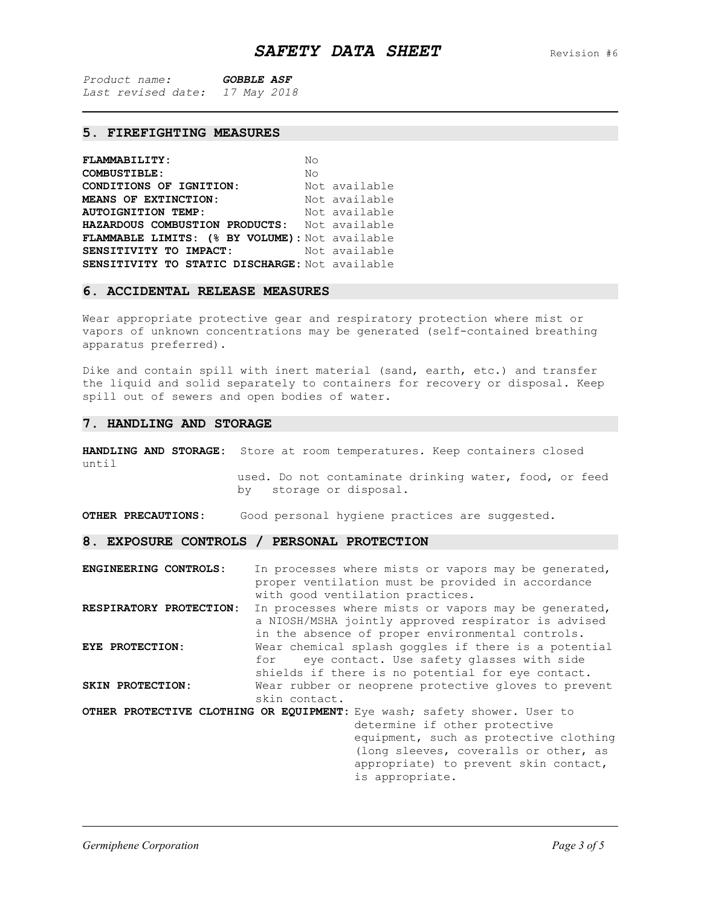## 5. FIREFIGHTING MEASURES

| | |
|---|---|
| **FLAMMABILITY:** | No |
| **COMBUSTIBLE:** | No |
| **CONDITIONS OF IGNITION:** | Not available |
| **MEANS OF EXTINCTION:** | Not available |
| **AUTOIGNITION TEMP:** | Not available |
| **HAZARDOUS COMBUSTION PRODUCTS:** | Not available |
| **FLAMMABLE LIMITS: (% BY VOLUME):** | Not available |
| **SENSITIVITY TO IMPACT:** | Not available |
| **SENSITIVITY TO STATIC DISCHARGE:** | Not available |

## 6. ACCIDENTAL RELEASE MEASURES

Wear appropriate protective gear and respiratory protection where mist or vapors of unknown concentrations may be generated (self-contained breathing apparatus preferred).

Dike and contain spill with inert material (sand, earth, etc.) and transfer the liquid and solid separately to containers for recovery or disposal. Keep spill out of sewers and open bodies of water.

## 7. HANDLING AND STORAGE

**HANDLING AND STORAGE:** Store at room temperatures. Keep containers closed until used. Do not contaminate drinking water, food, or feed by storage or disposal.

**OTHER PRECAUTIONS:** Good personal hygiene practices are suggested.

## 8. EXPOSURE CONTROLS / PERSONAL PROTECTION

**ENGINEERING CONTROLS:** In processes where mists or vapors may be generated, proper ventilation must be provided in accordance with good ventilation practices.

**RESPIRATORY PROTECTION:** In processes where mists or vapors may be generated, a NIOSH/MSHA jointly approved respirator is advised in the absence of proper environmental controls.

**EYE PROTECTION:** Wear chemical splash goggles if there is a potential for eye contact. Use safety glasses with side shields if there is no potential for eye contact.

**SKIN PROTECTION:** Wear rubber or neoprene protective gloves to prevent skin contact.

**OTHER PROTECTIVE CLOTHING OR EQUIPMENT:** Eye wash; safety shower. User to determine if other protective equipment, such as protective clothing (long sleeves, coveralls or other, as appropriate) to prevent skin contact, is appropriate.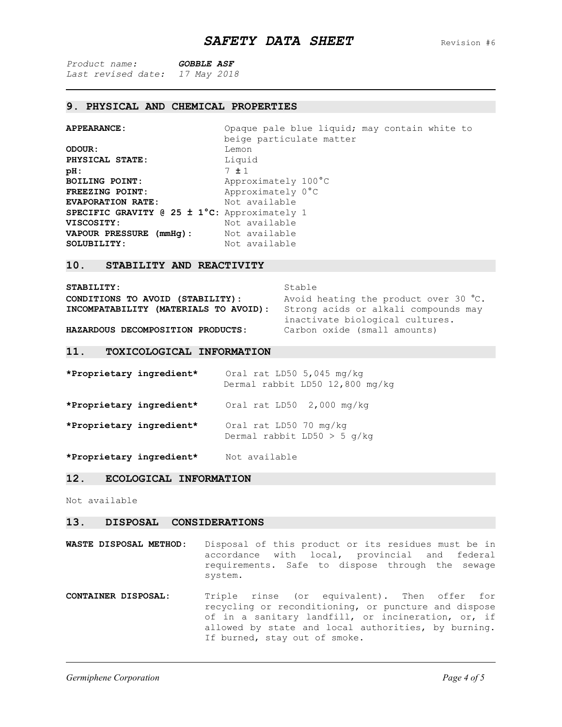## 9. PHYSICAL AND CHEMICAL PROPERTIES

| | |
|---|---|
| **APPEARANCE:** | Opaque pale blue liquid; may contain white to beige particulate matter |
| **ODOUR:** | Lemon |
| **PHYSICAL STATE:** | Liquid |
| **pH:** | 7 ± 1 |
| **BOILING POINT:** | Approximately 100°C |
| **FREEZING POINT:** | Approximately 0°C |
| **EVAPORATION RATE:** | Not available |
| **SPECIFIC GRAVITY @ 25 ± 1°C:** | Approximately 1 |
| **VISCOSITY:** | Not available |
| **VAPOUR PRESSURE (mmHg):** | Not available |
| **SOLUBILITY:** | Not available |

## 10. STABILITY AND REACTIVITY

| | |
|---|---|
| **STABILITY:** | Stable |
| **CONDITIONS TO AVOID (STABILITY):** | Avoid heating the product over 30 °C. |
| **INCOMPATABILITY (MATERIALS TO AVOID):** | Strong acids or alkali compounds may inactivate biological cultures. |
| **HAZARDOUS DECOMPOSITION PRODUCTS:** | Carbon oxide (small amounts) |

## 11. TOXICOLOGICAL INFORMATION

| | |
|---|---|
| **\*Proprietary ingredient\*** | Oral rat LD50 5,045 mg/kg<br>Dermal rabbit LD50 12,800 mg/kg |
| **\*Proprietary ingredient\*** | Oral rat LD50 2,000 mg/kg |
| **\*Proprietary ingredient\*** | Oral rat LD50 70 mg/kg<br>Dermal rabbit LD50 > 5 g/kg |
| **\*Proprietary ingredient\*** | Not available |

## 12. ECOLOGICAL INFORMATION

Not available

## 13. DISPOSAL CONSIDERATIONS

**WASTE DISPOSAL METHOD:** Disposal of this product or its residues must be in accordance with local, provincial and federal requirements. Safe to dispose through the sewage system.

**CONTAINER DISPOSAL:** Triple rinse (or equivalent). Then offer for recycling or reconditioning, or puncture and dispose of in a sanitary landfill, or incineration, or, if allowed by state and local authorities, by burning. If burned, stay out of smoke.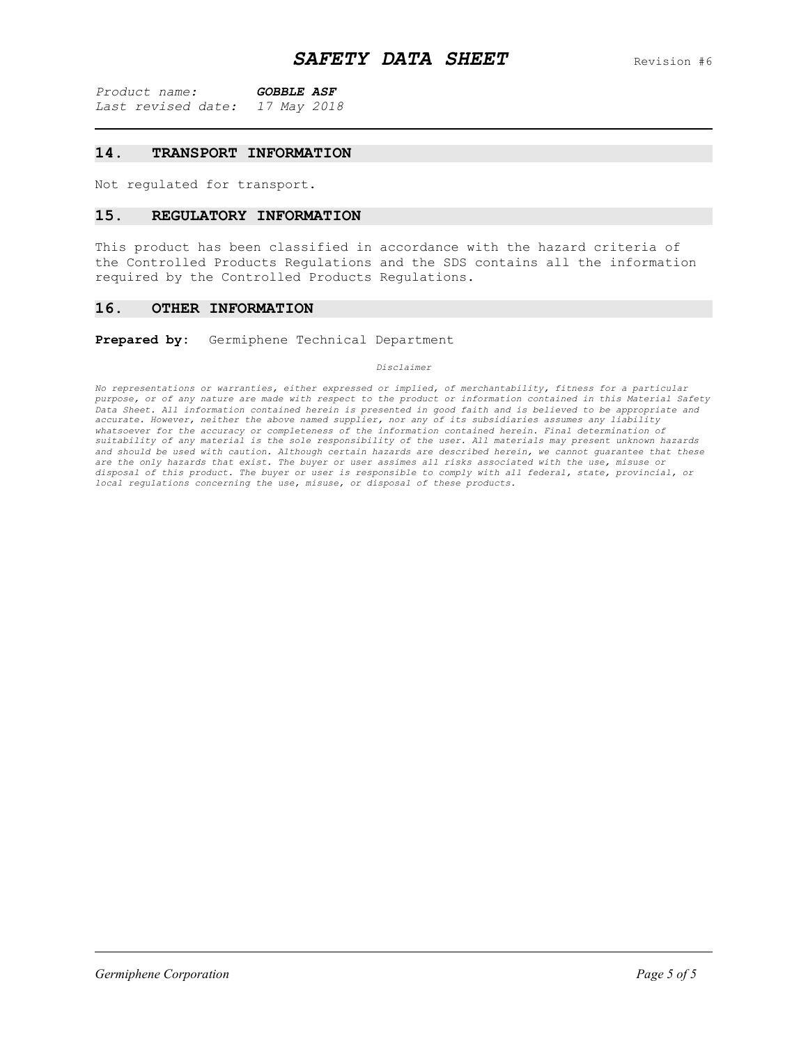## 14. TRANSPORT INFORMATION

Not regulated for transport.

## 15. REGULATORY INFORMATION

This product has been classified in accordance with the hazard criteria of the Controlled Products Regulations and the SDS contains all the information required by the Controlled Products Regulations.

## 16. OTHER INFORMATION

**Prepared by:** Germiphene Technical Department

*Disclaimer*

*No representations or warranties, either expressed or implied, of merchantability, fitness for a particular purpose, or of any nature are made with respect to the product or information contained in this Material Safety Data Sheet. All information contained herein is presented in good faith and is believed to be appropriate and accurate. However, neither the above named supplier, nor any of its subsidiaries assumes any liability whatsoever for the accuracy or completeness of the information contained herein. Final determination of suitability of any material is the sole responsibility of the user. All materials may present unknown hazards and should be used with caution. Although certain hazards are described herein, we cannot guarantee that these are the only hazards that exist. The buyer or user assimes all risks associated with the use, misuse or disposal of this product. The buyer or user is responsible to comply with all federal, state, provincial, or local regulations concerning the use, misuse, or disposal of these products.*